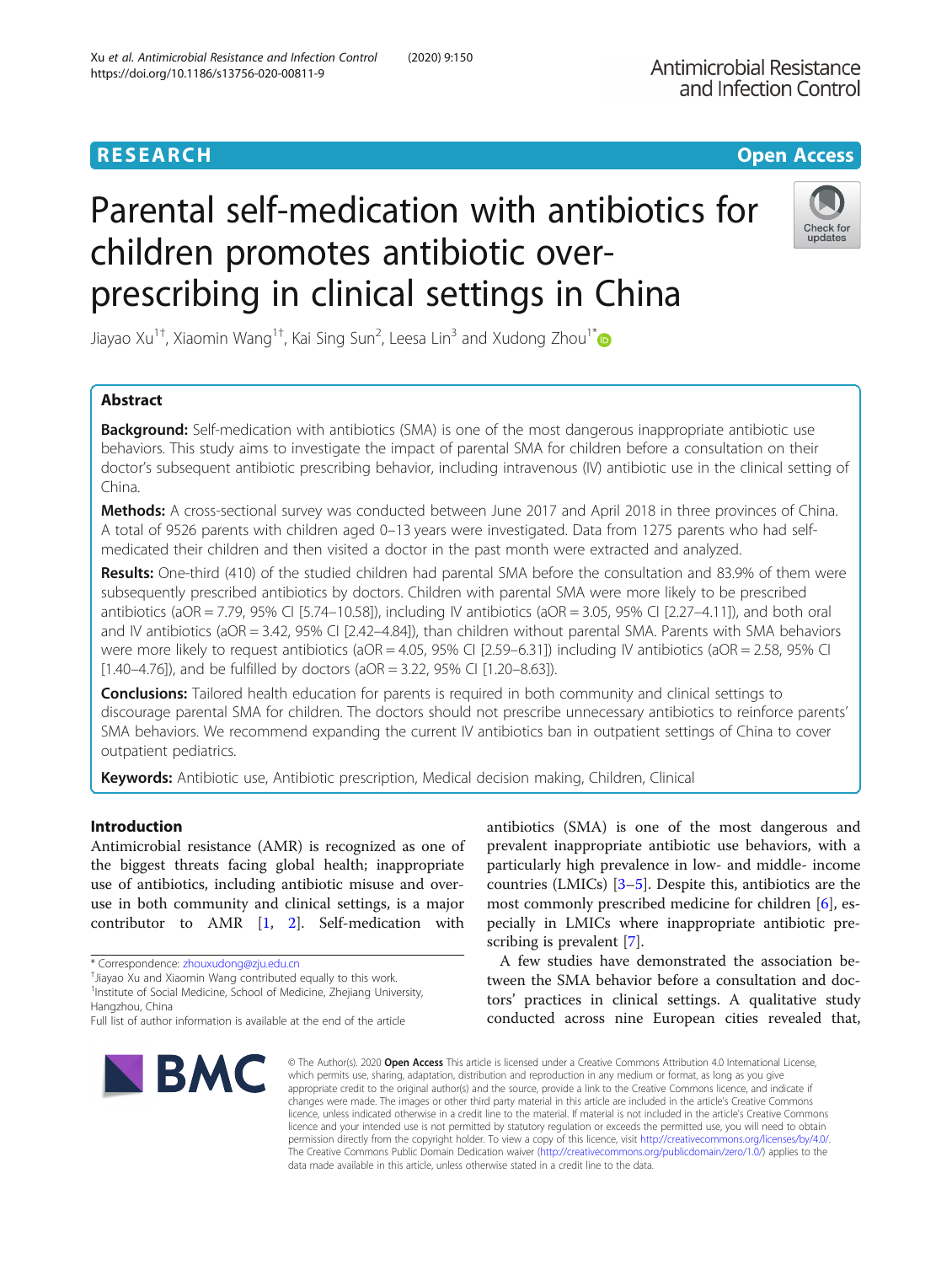RESEARCH

Open Access

# Parental self-medication with antibiotics for children promotes antibiotic over-prescribing in clinical settings in China

Jiayao Xu[1†], Xiaomin Wang[1†], Kai Sing Sun[2], Leesa Lin[3] and Xudong Zhou[1*]

## Abstract

**Background:** Self-medication with antibiotics (SMA) is one of the most dangerous inappropriate antibiotic use behaviors. This study aims to investigate the impact of parental SMA for children before a consultation on their doctor's subsequent antibiotic prescribing behavior, including intravenous (IV) antibiotic use in the clinical setting of China.

**Methods:** A cross-sectional survey was conducted between June 2017 and April 2018 in three provinces of China. A total of 9526 parents with children aged 0–13 years were investigated. Data from 1275 parents who had self-medicated their children and then visited a doctor in the past month were extracted and analyzed.

**Results:** One-third (410) of the studied children had parental SMA before the consultation and 83.9% of them were subsequently prescribed antibiotics by doctors. Children with parental SMA were more likely to be prescribed antibiotics (aOR = 7.79, 95% CI [5.74–10.58]), including IV antibiotics (aOR = 3.05, 95% CI [2.27–4.11]), and both oral and IV antibiotics (aOR = 3.42, 95% CI [2.42–4.84]), than children without parental SMA. Parents with SMA behaviors were more likely to request antibiotics (aOR = 4.05, 95% CI [2.59–6.31]) including IV antibiotics (aOR = 2.58, 95% CI [1.40–4.76]), and be fulfilled by doctors (aOR = 3.22, 95% CI [1.20–8.63]).

**Conclusions:** Tailored health education for parents is required in both community and clinical settings to discourage parental SMA for children. The doctors should not prescribe unnecessary antibiotics to reinforce parents' SMA behaviors. We recommend expanding the current IV antibiotics ban in outpatient settings of China to cover outpatient pediatrics.

**Keywords:** Antibiotic use, Antibiotic prescription, Medical decision making, Children, Clinical

## Introduction

Antimicrobial resistance (AMR) is recognized as one of the biggest threats facing global health; inappropriate use of antibiotics, including antibiotic misuse and overuse in both community and clinical settings, is a major contributor to AMR [1, 2]. Self-medication with antibiotics (SMA) is one of the most dangerous and prevalent inappropriate antibiotic use behaviors, with a particularly high prevalence in low- and middle- income countries (LMICs) [3–5]. Despite this, antibiotics are the most commonly prescribed medicine for children [6], especially in LMICs where inappropriate antibiotic prescribing is prevalent [7].

A few studies have demonstrated the association between the SMA behavior before a consultation and doctors' practices in clinical settings. A qualitative study conducted across nine European cities revealed that,

* Correspondence: zhouxudong@zju.edu.cn
†Jiayao Xu and Xiaomin Wang contributed equally to this work.
[1]Institute of Social Medicine, School of Medicine, Zhejiang University, Hangzhou, China
Full list of author information is available at the end of the article

© The Author(s). 2020 **Open Access** This article is licensed under a Creative Commons Attribution 4.0 International License, which permits use, sharing, adaptation, distribution and reproduction in any medium or format, as long as you give appropriate credit to the original author(s) and the source, provide a link to the Creative Commons licence, and indicate if changes were made. The images or other third party material in this article are included in the article's Creative Commons licence, unless indicated otherwise in a credit line to the material. If material is not included in the article's Creative Commons licence and your intended use is not permitted by statutory regulation or exceeds the permitted use, you will need to obtain permission directly from the copyright holder. To view a copy of this licence, visit http://creativecommons.org/licenses/by/4.0/. The Creative Commons Public Domain Dedication waiver (http://creativecommons.org/publicdomain/zero/1.0/) applies to the data made available in this article, unless otherwise stated in a credit line to the data.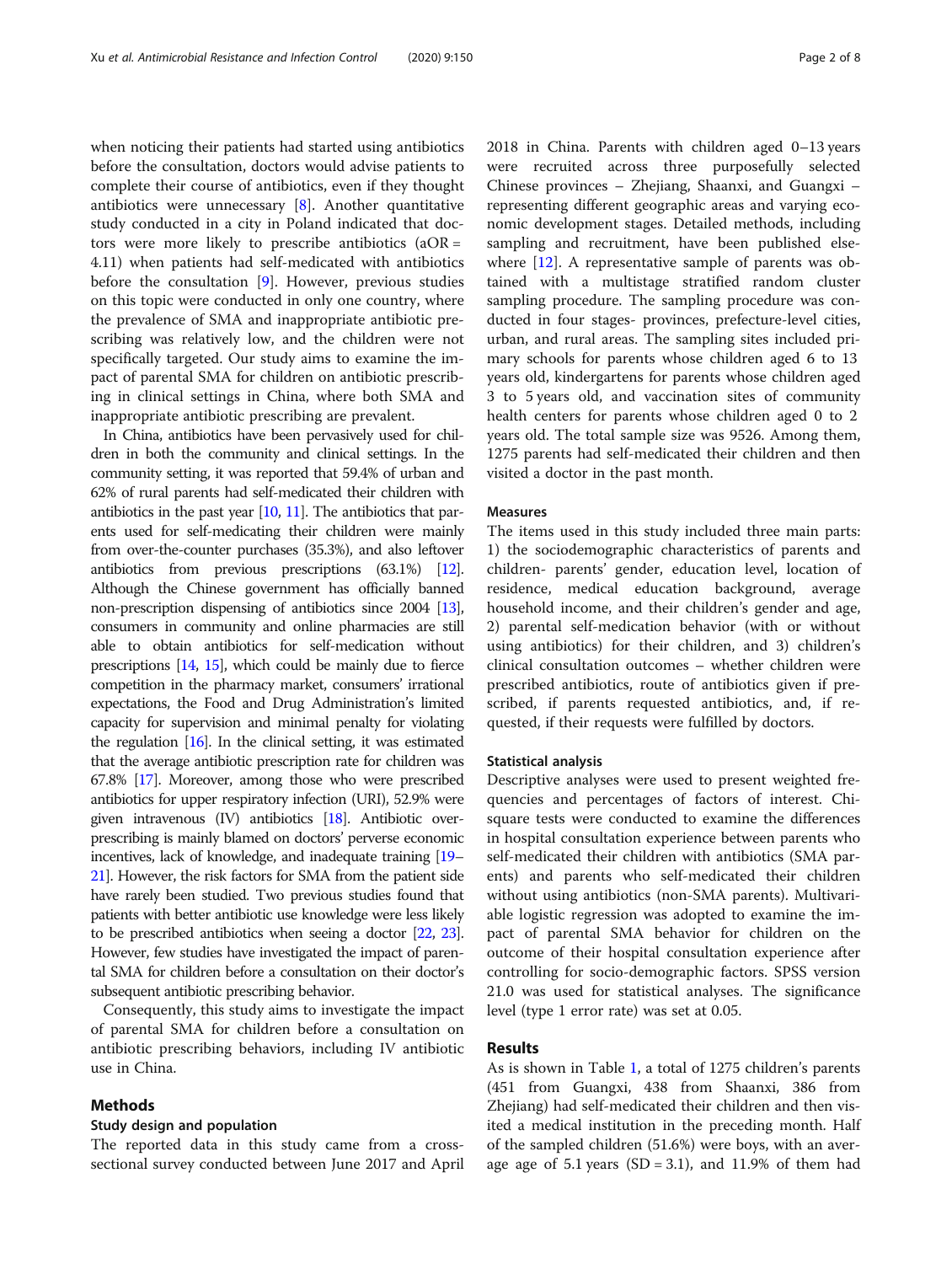when noticing their patients had started using antibiotics before the consultation, doctors would advise patients to complete their course of antibiotics, even if they thought antibiotics were unnecessary [8]. Another quantitative study conducted in a city in Poland indicated that doctors were more likely to prescribe antibiotics (aOR = 4.11) when patients had self-medicated with antibiotics before the consultation [9]. However, previous studies on this topic were conducted in only one country, where the prevalence of SMA and inappropriate antibiotic prescribing was relatively low, and the children were not specifically targeted. Our study aims to examine the impact of parental SMA for children on antibiotic prescribing in clinical settings in China, where both SMA and inappropriate antibiotic prescribing are prevalent.

In China, antibiotics have been pervasively used for children in both the community and clinical settings. In the community setting, it was reported that 59.4% of urban and 62% of rural parents had self-medicated their children with antibiotics in the past year [10, 11]. The antibiotics that parents used for self-medicating their children were mainly from over-the-counter purchases (35.3%), and also leftover antibiotics from previous prescriptions (63.1%) [12]. Although the Chinese government has officially banned non-prescription dispensing of antibiotics since 2004 [13], consumers in community and online pharmacies are still able to obtain antibiotics for self-medication without prescriptions [14, 15], which could be mainly due to fierce competition in the pharmacy market, consumers' irrational expectations, the Food and Drug Administration's limited capacity for supervision and minimal penalty for violating the regulation [16]. In the clinical setting, it was estimated that the average antibiotic prescription rate for children was 67.8% [17]. Moreover, among those who were prescribed antibiotics for upper respiratory infection (URI), 52.9% were given intravenous (IV) antibiotics [18]. Antibiotic over-prescribing is mainly blamed on doctors' perverse economic incentives, lack of knowledge, and inadequate training [19–21]. However, the risk factors for SMA from the patient side have rarely been studied. Two previous studies found that patients with better antibiotic use knowledge were less likely to be prescribed antibiotics when seeing a doctor [22, 23]. However, few studies have investigated the impact of parental SMA for children before a consultation on their doctor's subsequent antibiotic prescribing behavior.

Consequently, this study aims to investigate the impact of parental SMA for children before a consultation on antibiotic prescribing behaviors, including IV antibiotic use in China.

## Methods

### Study design and population

The reported data in this study came from a cross-sectional survey conducted between June 2017 and April 2018 in China. Parents with children aged 0–13 years were recruited across three purposefully selected Chinese provinces – Zhejiang, Shaanxi, and Guangxi – representing different geographic areas and varying economic development stages. Detailed methods, including sampling and recruitment, have been published elsewhere [12]. A representative sample of parents was obtained with a multistage stratified random cluster sampling procedure. The sampling procedure was conducted in four stages- provinces, prefecture-level cities, urban, and rural areas. The sampling sites included primary schools for parents whose children aged 6 to 13 years old, kindergartens for parents whose children aged 3 to 5 years old, and vaccination sites of community health centers for parents whose children aged 0 to 2 years old. The total sample size was 9526. Among them, 1275 parents had self-medicated their children and then visited a doctor in the past month.

### Measures

The items used in this study included three main parts: 1) the sociodemographic characteristics of parents and children- parents' gender, education level, location of residence, medical education background, average household income, and their children's gender and age, 2) parental self-medication behavior (with or without using antibiotics) for their children, and 3) children's clinical consultation outcomes – whether children were prescribed antibiotics, route of antibiotics given if prescribed, if parents requested antibiotics, and, if requested, if their requests were fulfilled by doctors.

### Statistical analysis

Descriptive analyses were used to present weighted frequencies and percentages of factors of interest. Chi-square tests were conducted to examine the differences in hospital consultation experience between parents who self-medicated their children with antibiotics (SMA parents) and parents who self-medicated their children without using antibiotics (non-SMA parents). Multivariable logistic regression was adopted to examine the impact of parental SMA behavior for children on the outcome of their hospital consultation experience after controlling for socio-demographic factors. SPSS version 21.0 was used for statistical analyses. The significance level (type 1 error rate) was set at 0.05.

## Results

As is shown in Table 1, a total of 1275 children's parents (451 from Guangxi, 438 from Shaanxi, 386 from Zhejiang) had self-medicated their children and then visited a medical institution in the preceding month. Half of the sampled children (51.6%) were boys, with an average age of 5.1 years (SD = 3.1), and 11.9% of them had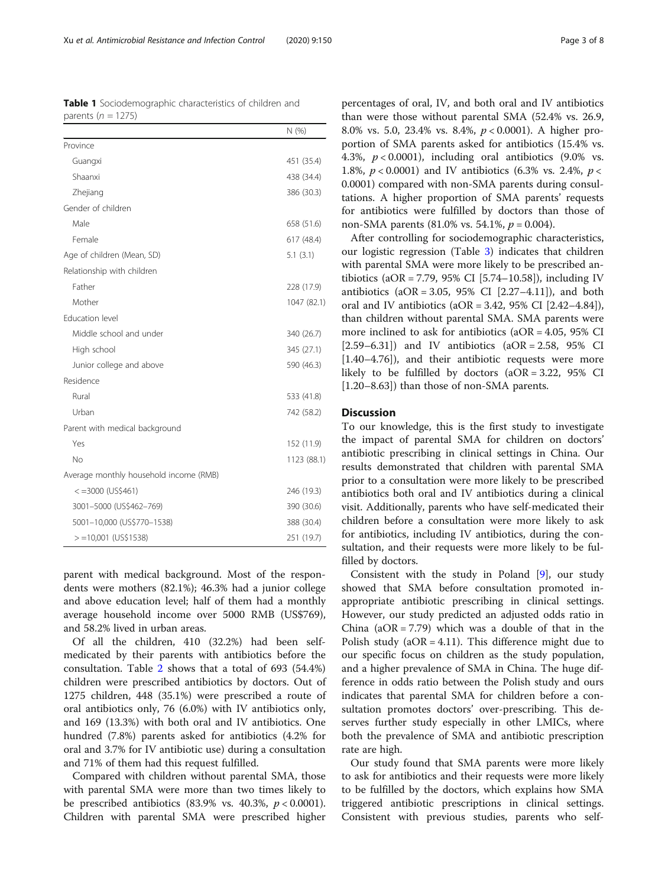**Table 1** Sociodemographic characteristics of children and parents ($n = 1275$)

| | N (%) |
|---|---|
| Province | |
| Guangxi | 451 (35.4) |
| Shaanxi | 438 (34.4) |
| Zhejiang | 386 (30.3) |
| Gender of children | |
| Male | 658 (51.6) |
| Female | 617 (48.4) |
| Age of children (Mean, SD) | 5.1 (3.1) |
| Relationship with children | |
| Father | 228 (17.9) |
| Mother | 1047 (82.1) |
| Education level | |
| Middle school and under | 340 (26.7) |
| High school | 345 (27.1) |
| Junior college and above | 590 (46.3) |
| Residence | |
| Rural | 533 (41.8) |
| Urban | 742 (58.2) |
| Parent with medical background | |
| Yes | 152 (11.9) |
| No | 1123 (88.1) |
| Average monthly household income (RMB) | |
| <=3000 (US$461) | 246 (19.3) |
| 3001–5000 (US$462–769) | 390 (30.6) |
| 5001–10,000 (US$770–1538) | 388 (30.4) |
| >=10,001 (US$1538) | 251 (19.7) |

parent with medical background. Most of the respondents were mothers (82.1%); 46.3% had a junior college and above education level; half of them had a monthly average household income over 5000 RMB (US$769), and 58.2% lived in urban areas.

Of all the children, 410 (32.2%) had been self-medicated by their parents with antibiotics before the consultation. Table 2 shows that a total of 693 (54.4%) children were prescribed antibiotics by doctors. Out of 1275 children, 448 (35.1%) were prescribed a route of oral antibiotics only, 76 (6.0%) with IV antibiotics only, and 169 (13.3%) with both oral and IV antibiotics. One hundred (7.8%) parents asked for antibiotics (4.2% for oral and 3.7% for IV antibiotic use) during a consultation and 71% of them had this request fulfilled.

Compared with children without parental SMA, those with parental SMA were more than two times likely to be prescribed antibiotics (83.9% vs. 40.3%, $p < 0.0001$). Children with parental SMA were prescribed higher percentages of oral, IV, and both oral and IV antibiotics than were those without parental SMA (52.4% vs. 26.9, 8.0% vs. 5.0, 23.4% vs. 8.4%, $p < 0.0001$). A higher proportion of SMA parents asked for antibiotics (15.4% vs. 4.3%, $p < 0.0001$), including oral antibiotics (9.0% vs. 1.8%, $p < 0.0001$) and IV antibiotics (6.3% vs. 2.4%, $p < 0.0001$) compared with non-SMA parents during consultations. A higher proportion of SMA parents' requests for antibiotics were fulfilled by doctors than those of non-SMA parents (81.0% vs. 54.1%, $p = 0.004$).

After controlling for sociodemographic characteristics, our logistic regression (Table 3) indicates that children with parental SMA were more likely to be prescribed antibiotics (aOR = 7.79, 95% CI [5.74–10.58]), including IV antibiotics (aOR = 3.05, 95% CI [2.27–4.11]), and both oral and IV antibiotics (aOR = 3.42, 95% CI [2.42–4.84]), than children without parental SMA. SMA parents were more inclined to ask for antibiotics (aOR = 4.05, 95% CI [2.59–6.31]) and IV antibiotics (aOR = 2.58, 95% CI [1.40–4.76]), and their antibiotic requests were more likely to be fulfilled by doctors (aOR = 3.22, 95% CI [1.20–8.63]) than those of non-SMA parents.

## Discussion

To our knowledge, this is the first study to investigate the impact of parental SMA for children on doctors' antibiotic prescribing in clinical settings in China. Our results demonstrated that children with parental SMA prior to a consultation were more likely to be prescribed antibiotics both oral and IV antibiotics during a clinical visit. Additionally, parents who have self-medicated their children before a consultation were more likely to ask for antibiotics, including IV antibiotics, during the consultation, and their requests were more likely to be fulfilled by doctors.

Consistent with the study in Poland [9], our study showed that SMA before consultation promoted inappropriate antibiotic prescribing in clinical settings. However, our study predicted an adjusted odds ratio in China (aOR = 7.79) which was a double of that in the Polish study (aOR = 4.11). This difference might due to our specific focus on children as the study population, and a higher prevalence of SMA in China. The huge difference in odds ratio between the Polish study and ours indicates that parental SMA for children before a consultation promotes doctors' over-prescribing. This deserves further study especially in other LMICs, where both the prevalence of SMA and antibiotic prescription rate are high.

Our study found that SMA parents were more likely to ask for antibiotics and their requests were more likely to be fulfilled by the doctors, which explains how SMA triggered antibiotic prescriptions in clinical settings. Consistent with previous studies, parents who self-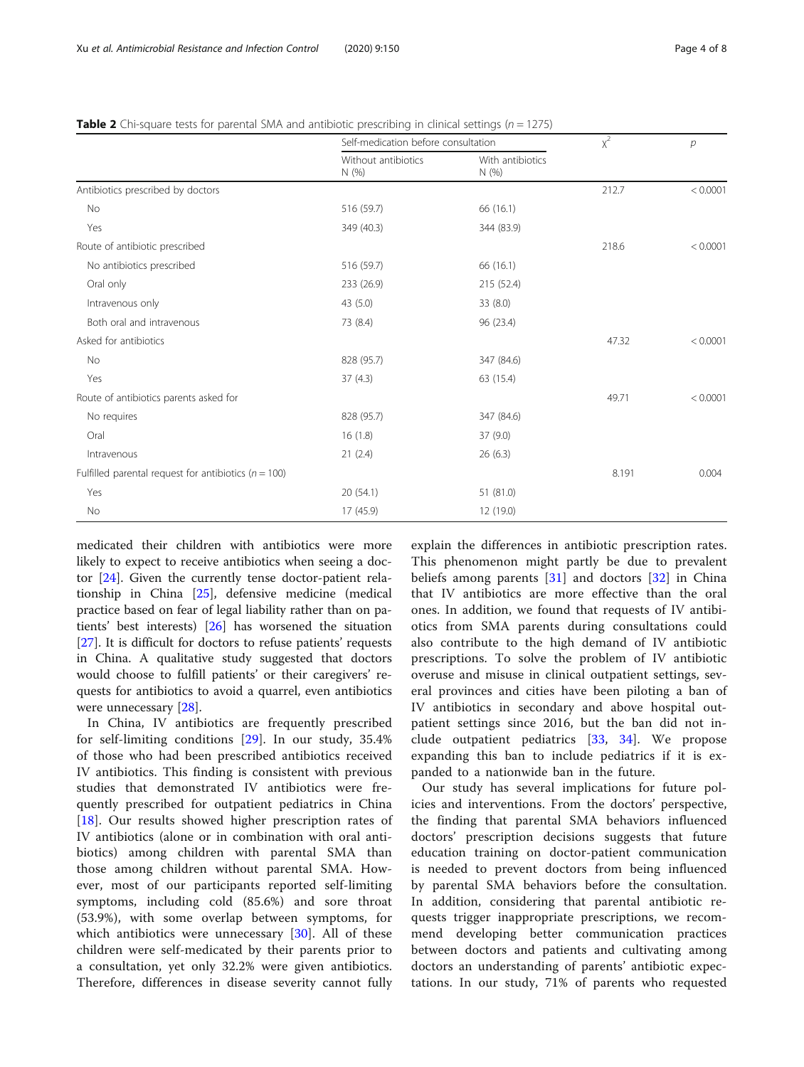**Table 2** Chi-square tests for parental SMA and antibiotic prescribing in clinical settings ($n = 1275$)

| | Self-medication before consultation | | $\chi^2$ | $p$ |
|---|---|---|---|---|
| | Without antibiotics N (%) | With antibiotics N (%) | | |
| Antibiotics prescribed by doctors | | | 212.7 | < 0.0001 |
| No | 516 (59.7) | 66 (16.1) | | |
| Yes | 349 (40.3) | 344 (83.9) | | |
| Route of antibiotic prescribed | | | 218.6 | < 0.0001 |
| No antibiotics prescribed | 516 (59.7) | 66 (16.1) | | |
| Oral only | 233 (26.9) | 215 (52.4) | | |
| Intravenous only | 43 (5.0) | 33 (8.0) | | |
| Both oral and intravenous | 73 (8.4) | 96 (23.4) | | |
| Asked for antibiotics | | | 47.32 | < 0.0001 |
| No | 828 (95.7) | 347 (84.6) | | |
| Yes | 37 (4.3) | 63 (15.4) | | |
| Route of antibiotics parents asked for | | | 49.71 | < 0.0001 |
| No requires | 828 (95.7) | 347 (84.6) | | |
| Oral | 16 (1.8) | 37 (9.0) | | |
| Intravenous | 21 (2.4) | 26 (6.3) | | |
| Fulfilled parental request for antibiotics ($n = 100$) | | | 8.191 | 0.004 |
| Yes | 20 (54.1) | 51 (81.0) | | |
| No | 17 (45.9) | 12 (19.0) | | |

medicated their children with antibiotics were more likely to expect to receive antibiotics when seeing a doctor [24]. Given the currently tense doctor-patient relationship in China [25], defensive medicine (medical practice based on fear of legal liability rather than on patients' best interests) [26] has worsened the situation [27]. It is difficult for doctors to refuse patients' requests in China. A qualitative study suggested that doctors would choose to fulfill patients' or their caregivers' requests for antibiotics to avoid a quarrel, even antibiotics were unnecessary [28].

In China, IV antibiotics are frequently prescribed for self-limiting conditions [29]. In our study, 35.4% of those who had been prescribed antibiotics received IV antibiotics. This finding is consistent with previous studies that demonstrated IV antibiotics were frequently prescribed for outpatient pediatrics in China [18]. Our results showed higher prescription rates of IV antibiotics (alone or in combination with oral antibiotics) among children with parental SMA than those among children without parental SMA. However, most of our participants reported self-limiting symptoms, including cold (85.6%) and sore throat (53.9%), with some overlap between symptoms, for which antibiotics were unnecessary [30]. All of these children were self-medicated by their parents prior to a consultation, yet only 32.2% were given antibiotics. Therefore, differences in disease severity cannot fully explain the differences in antibiotic prescription rates. This phenomenon might partly be due to prevalent beliefs among parents [31] and doctors [32] in China that IV antibiotics are more effective than the oral ones. In addition, we found that requests of IV antibiotics from SMA parents during consultations could also contribute to the high demand of IV antibiotic prescriptions. To solve the problem of IV antibiotic overuse and misuse in clinical outpatient settings, several provinces and cities have been piloting a ban of IV antibiotics in secondary and above hospital outpatient settings since 2016, but the ban did not include outpatient pediatrics [33, 34]. We propose expanding this ban to include pediatrics if it is expanded to a nationwide ban in the future.

Our study has several implications for future policies and interventions. From the doctors' perspective, the finding that parental SMA behaviors influenced doctors' prescription decisions suggests that future education training on doctor-patient communication is needed to prevent doctors from being influenced by parental SMA behaviors before the consultation. In addition, considering that parental antibiotic requests trigger inappropriate prescriptions, we recommend developing better communication practices between doctors and patients and cultivating among doctors an understanding of parents' antibiotic expectations. In our study, 71% of parents who requested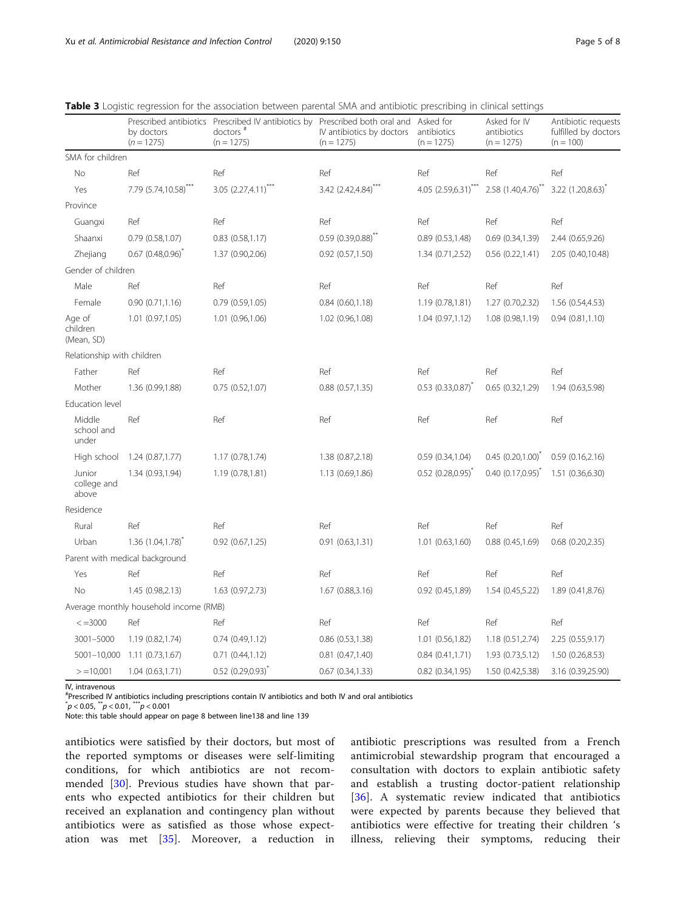**Table 3** Logistic regression for the association between parental SMA and antibiotic prescribing in clinical settings

| | Prescribed antibiotics by doctors (n = 1275) | Prescribed IV antibiotics by doctors [#] (n = 1275) | Prescribed both oral and IV antibiotics by doctors (n = 1275) | Asked for antibiotics (n = 1275) | Asked for IV antibiotics (n = 1275) | Antibiotic requests fulfilled by doctors (n = 100) |
|---|---|---|---|---|---|---|
| SMA for children | | | | | | |
| No | Ref | Ref | Ref | Ref | Ref | Ref |
| Yes | 7.79 (5.74,10.58)*** | 3.05 (2.27,4.11)*** | 3.42 (2.42,4.84)*** | 4.05 (2.59,6.31)*** | 2.58 (1.40,4.76)** | 3.22 (1.20,8.63)* |
| Province | | | | | | |
| Guangxi | Ref | Ref | Ref | Ref | Ref | Ref |
| Shaanxi | 0.79 (0.58,1.07) | 0.83 (0.58,1.17) | 0.59 (0.39,0.88)** | 0.89 (0.53,1.48) | 0.69 (0.34,1.39) | 2.44 (0.65,9.26) |
| Zhejiang | 0.67 (0.48,0.96)* | 1.37 (0.90,2.06) | 0.92 (0.57,1.50) | 1.34 (0.71,2.52) | 0.56 (0.22,1.41) | 2.05 (0.40,10.48) |
| Gender of children | | | | | | |
| Male | Ref | Ref | Ref | Ref | Ref | Ref |
| Female | 0.90 (0.71,1.16) | 0.79 (0.59,1.05) | 0.84 (0.60,1.18) | 1.19 (0.78,1.81) | 1.27 (0.70,2.32) | 1.56 (0.54,4.53) |
| Age of children (Mean, SD) | 1.01 (0.97,1.05) | 1.01 (0.96,1.06) | 1.02 (0.96,1.08) | 1.04 (0.97,1.12) | 1.08 (0.98,1.19) | 0.94 (0.81,1.10) |
| Relationship with children | | | | | | |
| Father | Ref | Ref | Ref | Ref | Ref | Ref |
| Mother | 1.36 (0.99,1.88) | 0.75 (0.52,1.07) | 0.88 (0.57,1.35) | 0.53 (0.33,0.87)* | 0.65 (0.32,1.29) | 1.94 (0.63,5.98) |
| Education level | | | | | | |
| Middle school and under | Ref | Ref | Ref | Ref | Ref | Ref |
| High school | 1.24 (0.87,1.77) | 1.17 (0.78,1.74) | 1.38 (0.87,2.18) | 0.59 (0.34,1.04) | 0.45 (0.20,1.00)* | 0.59 (0.16,2.16) |
| Junior college and above | 1.34 (0.93,1.94) | 1.19 (0.78,1.81) | 1.13 (0.69,1.86) | 0.52 (0.28,0.95)* | 0.40 (0.17,0.95)* | 1.51 (0.36,6.30) |
| Residence | | | | | | |
| Rural | Ref | Ref | Ref | Ref | Ref | Ref |
| Urban | 1.36 (1.04,1.78)* | 0.92 (0.67,1.25) | 0.91 (0.63,1.31) | 1.01 (0.63,1.60) | 0.88 (0.45,1.69) | 0.68 (0.20,2.35) |
| Parent with medical background | | | | | | |
| Yes | Ref | Ref | Ref | Ref | Ref | Ref |
| No | 1.45 (0.98,2.13) | 1.63 (0.97,2.73) | 1.67 (0.88,3.16) | 0.92 (0.45,1.89) | 1.54 (0.45,5.22) | 1.89 (0.41,8.76) |
| Average monthly household income (RMB) | | | | | | |
| <=3000 | Ref | Ref | Ref | Ref | Ref | Ref |
| 3001–5000 | 1.19 (0.82,1.74) | 0.74 (0.49,1.12) | 0.86 (0.53,1.38) | 1.01 (0.56,1.82) | 1.18 (0.51,2.74) | 2.25 (0.55,9.17) |
| 5001–10,000 | 1.11 (0.73,1.67) | 0.71 (0.44,1.12) | 0.81 (0.47,1.40) | 0.84 (0.41,1.71) | 1.93 (0.73,5.12) | 1.50 (0.26,8.53) |
| >=10,001 | 1.04 (0.63,1.71) | 0.52 (0.29,0.93)* | 0.67 (0.34,1.33) | 0.82 (0.34,1.95) | 1.50 (0.42,5.38) | 3.16 (0.39,25.90) |

IV, intravenous

[#]Prescribed IV antibiotics including prescriptions contain IV antibiotics and both IV and oral antibiotics

* $p < 0.05$, ** $p < 0.01$, *** $p < 0.001$

Note: this table should appear on page 8 between line138 and line 139

antibiotics were satisfied by their doctors, but most of the reported symptoms or diseases were self-limiting conditions, for which antibiotics are not recommended [30]. Previous studies have shown that parents who expected antibiotics for their children but received an explanation and contingency plan without antibiotics were as satisfied as those whose expectation was met [35]. Moreover, a reduction in antibiotic prescriptions was resulted from a French antimicrobial stewardship program that encouraged a consultation with doctors to explain antibiotic safety and establish a trusting doctor-patient relationship [36]. A systematic review indicated that antibiotics were expected by parents because they believed that antibiotics were effective for treating their children 's illness, relieving their symptoms, reducing their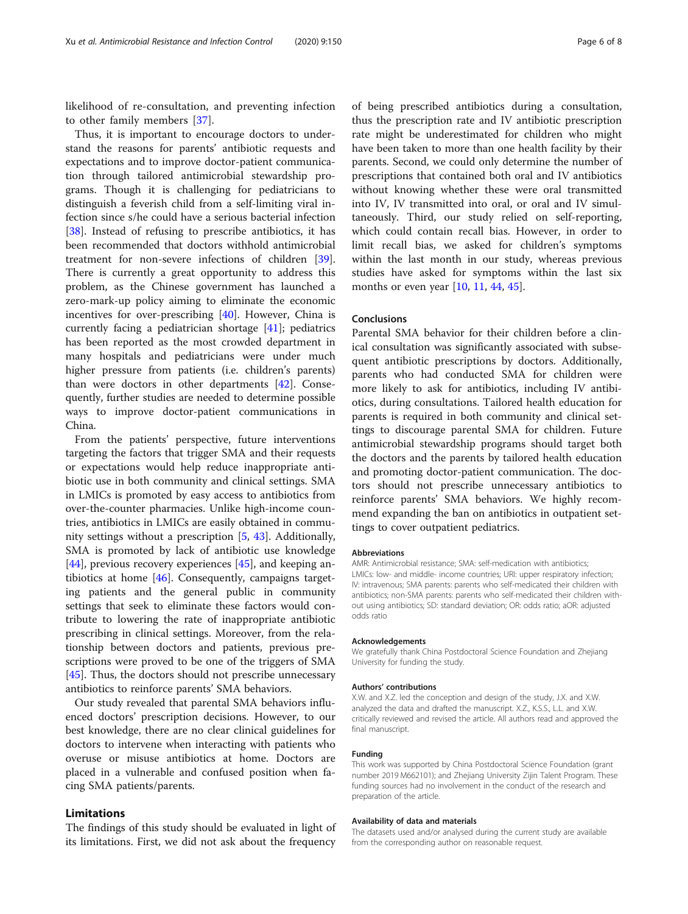likelihood of re-consultation, and preventing infection to other family members [37].

Thus, it is important to encourage doctors to understand the reasons for parents' antibiotic requests and expectations and to improve doctor-patient communication through tailored antimicrobial stewardship programs. Though it is challenging for pediatricians to distinguish a feverish child from a self-limiting viral infection since s/he could have a serious bacterial infection [38]. Instead of refusing to prescribe antibiotics, it has been recommended that doctors withhold antimicrobial treatment for non-severe infections of children [39]. There is currently a great opportunity to address this problem, as the Chinese government has launched a zero-mark-up policy aiming to eliminate the economic incentives for over-prescribing [40]. However, China is currently facing a pediatrician shortage [41]; pediatrics has been reported as the most crowded department in many hospitals and pediatricians were under much higher pressure from patients (i.e. children's parents) than were doctors in other departments [42]. Consequently, further studies are needed to determine possible ways to improve doctor-patient communications in China.

From the patients' perspective, future interventions targeting the factors that trigger SMA and their requests or expectations would help reduce inappropriate antibiotic use in both community and clinical settings. SMA in LMICs is promoted by easy access to antibiotics from over-the-counter pharmacies. Unlike high-income countries, antibiotics in LMICs are easily obtained in community settings without a prescription [5, 43]. Additionally, SMA is promoted by lack of antibiotic use knowledge [44], previous recovery experiences [45], and keeping antibiotics at home [46]. Consequently, campaigns targeting patients and the general public in community settings that seek to eliminate these factors would contribute to lowering the rate of inappropriate antibiotic prescribing in clinical settings. Moreover, from the relationship between doctors and patients, previous prescriptions were proved to be one of the triggers of SMA [45]. Thus, the doctors should not prescribe unnecessary antibiotics to reinforce parents' SMA behaviors.

Our study revealed that parental SMA behaviors influenced doctors' prescription decisions. However, to our best knowledge, there are no clear clinical guidelines for doctors to intervene when interacting with patients who overuse or misuse antibiotics at home. Doctors are placed in a vulnerable and confused position when facing SMA patients/parents.

## Limitations

The findings of this study should be evaluated in light of its limitations. First, we did not ask about the frequency of being prescribed antibiotics during a consultation, thus the prescription rate and IV antibiotic prescription rate might be underestimated for children who might have been taken to more than one health facility by their parents. Second, we could only determine the number of prescriptions that contained both oral and IV antibiotics without knowing whether these were oral transmitted into IV, IV transmitted into oral, or oral and IV simultaneously. Third, our study relied on self-reporting, which could contain recall bias. However, in order to limit recall bias, we asked for children's symptoms within the last month in our study, whereas previous studies have asked for symptoms within the last six months or even year [10, 11, 44, 45].

## Conclusions

Parental SMA behavior for their children before a clinical consultation was significantly associated with subsequent antibiotic prescriptions by doctors. Additionally, parents who had conducted SMA for children were more likely to ask for antibiotics, including IV antibiotics, during consultations. Tailored health education for parents is required in both community and clinical settings to discourage parental SMA for children. Future antimicrobial stewardship programs should target both the doctors and the parents by tailored health education and promoting doctor-patient communication. The doctors should not prescribe unnecessary antibiotics to reinforce parents' SMA behaviors. We highly recommend expanding the ban on antibiotics in outpatient settings to cover outpatient pediatrics.

### Abbreviations

AMR: Antimicrobial resistance; SMA: self-medication with antibiotics; LMICs: low- and middle- income countries; URI: upper respiratory infection; IV: intravenous; SMA parents: parents who self-medicated their children with antibiotics; non-SMA parents: parents who self-medicated their children without using antibiotics; SD: standard deviation; OR: odds ratio; aOR: adjusted odds ratio

### Acknowledgements

We gratefully thank China Postdoctoral Science Foundation and Zhejiang University for funding the study.

### Authors' contributions

X.W. and X.Z. led the conception and design of the study, J.X. and X.W. analyzed the data and drafted the manuscript. X.Z., K.S.S., L.L. and X.W. critically reviewed and revised the article. All authors read and approved the final manuscript.

### Funding

This work was supported by China Postdoctoral Science Foundation (grant number 2019 M662101); and Zhejiang University Zijin Talent Program. These funding sources had no involvement in the conduct of the research and preparation of the article.

### Availability of data and materials

The datasets used and/or analysed during the current study are available from the corresponding author on reasonable request.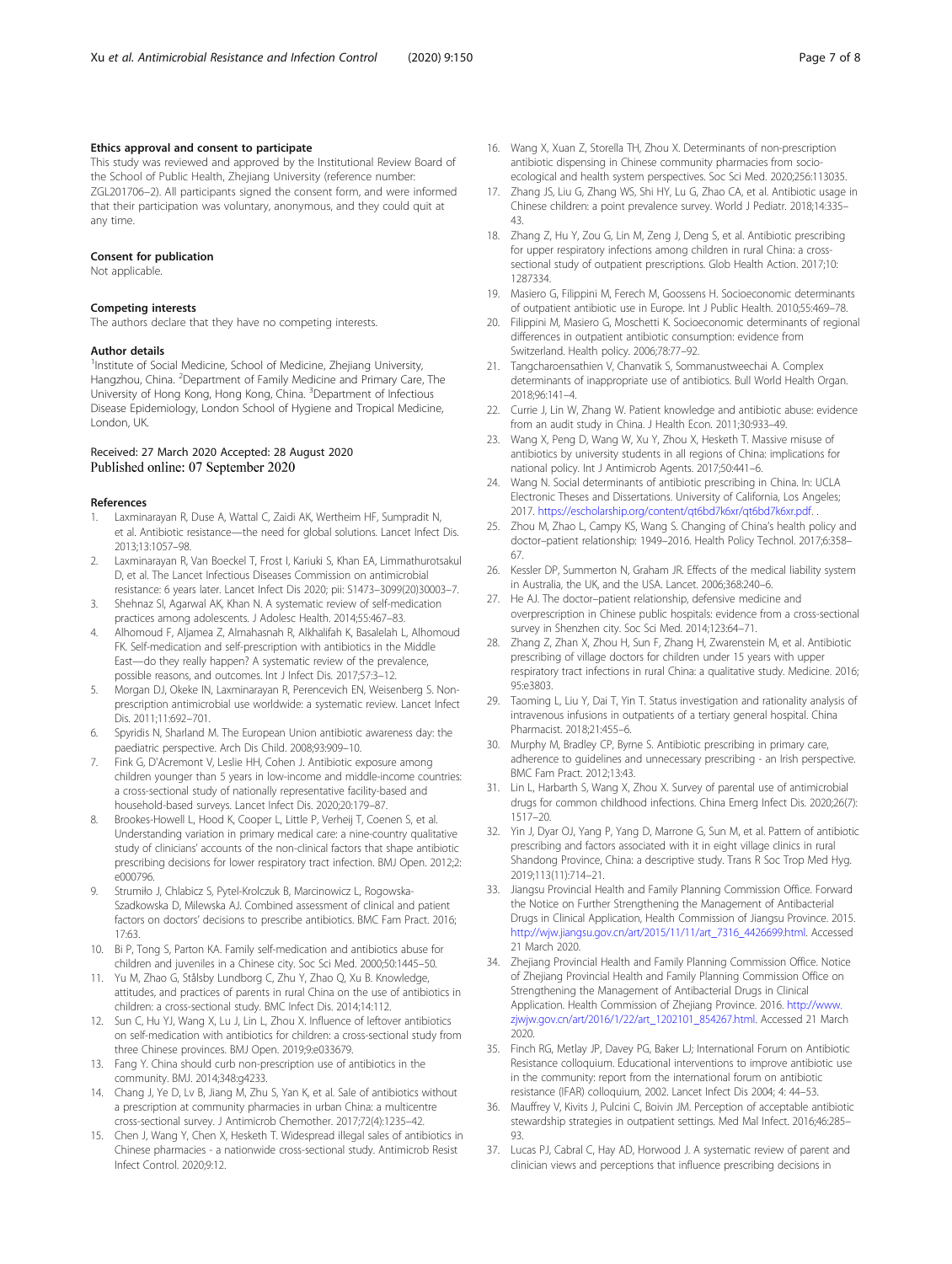### Ethics approval and consent to participate

This study was reviewed and approved by the Institutional Review Board of the School of Public Health, Zhejiang University (reference number: ZGL201706–2). All participants signed the consent form, and were informed that their participation was voluntary, anonymous, and they could quit at any time.

### Consent for publication

Not applicable.

### Competing interests

The authors declare that they have no competing interests.

### Author details

[1]Institute of Social Medicine, School of Medicine, Zhejiang University, Hangzhou, China. [2]Department of Family Medicine and Primary Care, The University of Hong Kong, Hong Kong, China. [3]Department of Infectious Disease Epidemiology, London School of Hygiene and Tropical Medicine, London, UK.

Received: 27 March 2020 Accepted: 28 August 2020
Published online: 07 September 2020

### References

1. Laxminarayan R, Duse A, Wattal C, Zaidi AK, Wertheim HF, Sumpradit N, et al. Antibiotic resistance—the need for global solutions. Lancet Infect Dis. 2013;13:1057–98.
2. Laxminarayan R, Van Boeckel T, Frost I, Kariuki S, Khan EA, Limmathurotsakul D, et al. The Lancet Infectious Diseases Commission on antimicrobial resistance: 6 years later. Lancet Infect Dis 2020; pii: S1473–3099(20)30003–7.
3. Shehnaz SI, Agarwal AK, Khan N. A systematic review of self-medication practices among adolescents. J Adolesc Health. 2014;55:467–83.
4. Alhomoud F, Aljamea Z, Almahasnah R, Alkhalifah K, Basalelah L, Alhomoud FK. Self-medication and self-prescription with antibiotics in the Middle East—do they really happen? A systematic review of the prevalence, possible reasons, and outcomes. Int J Infect Dis. 2017;57:3–12.
5. Morgan DJ, Okeke IN, Laxminarayan R, Perencevich EN, Weisenberg S. Non-prescription antimicrobial use worldwide: a systematic review. Lancet Infect Dis. 2011;11:692–701.
6. Spyridis N, Sharland M. The European Union antibiotic awareness day: the paediatric perspective. Arch Dis Child. 2008;93:909–10.
7. Fink G, D'Acremont V, Leslie HH, Cohen J. Antibiotic exposure among children younger than 5 years in low-income and middle-income countries: a cross-sectional study of nationally representative facility-based and household-based surveys. Lancet Infect Dis. 2020;20:179–87.
8. Brookes-Howell L, Hood K, Cooper L, Little P, Verheij T, Coenen S, et al. Understanding variation in primary medical care: a nine-country qualitative study of clinicians' accounts of the non-clinical factors that shape antibiotic prescribing decisions for lower respiratory tract infection. BMJ Open. 2012;2:e000796.
9. Strumiło J, Chlabicz S, Pytel-Krolczuk B, Marcinowicz L, Rogowska-Szadkowska D, Milewska AJ. Combined assessment of clinical and patient factors on doctors' decisions to prescribe antibiotics. BMC Fam Pract. 2016;17:63.
10. Bi P, Tong S, Parton KA. Family self-medication and antibiotics abuse for children and juveniles in a Chinese city. Soc Sci Med. 2000;50:1445–50.
11. Yu M, Zhao G, Stålsby Lundborg C, Zhu Y, Zhao Q, Xu B. Knowledge, attitudes, and practices of parents in rural China on the use of antibiotics in children: a cross-sectional study. BMC Infect Dis. 2014;14:112.
12. Sun C, Hu YJ, Wang X, Lu J, Lin L, Zhou X. Influence of leftover antibiotics on self-medication with antibiotics for children: a cross-sectional study from three Chinese provinces. BMJ Open. 2019;9:e033679.
13. Fang Y. China should curb non-prescription use of antibiotics in the community. BMJ. 2014;348:g4233.
14. Chang J, Ye D, Lv B, Jiang M, Zhu S, Yan K, et al. Sale of antibiotics without a prescription at community pharmacies in urban China: a multicentre cross-sectional survey. J Antimicrob Chemother. 2017;72(4):1235–42.
15. Chen J, Wang Y, Chen X, Hesketh T. Widespread illegal sales of antibiotics in Chinese pharmacies - a nationwide cross-sectional study. Antimicrob Resist Infect Control. 2020;9:12.
16. Wang X, Xuan Z, Storella TH, Zhou X. Determinants of non-prescription antibiotic dispensing in Chinese community pharmacies from socio-ecological and health system perspectives. Soc Sci Med. 2020;256:113035.
17. Zhang JS, Liu G, Zhang WS, Shi HY, Lu G, Zhao CA, et al. Antibiotic usage in Chinese children: a point prevalence survey. World J Pediatr. 2018;14:335–43.
18. Zhang Z, Hu Y, Zou G, Lin M, Zeng J, Deng S, et al. Antibiotic prescribing for upper respiratory infections among children in rural China: a cross-sectional study of outpatient prescriptions. Glob Health Action. 2017;10:1287334.
19. Masiero G, Filippini M, Ferech M, Goossens H. Socioeconomic determinants of outpatient antibiotic use in Europe. Int J Public Health. 2010;55:469–78.
20. Filippini M, Masiero G, Moschetti K. Socioeconomic determinants of regional differences in outpatient antibiotic consumption: evidence from Switzerland. Health policy. 2006;78:77–92.
21. Tangcharoensathien V, Chanvatik S, Sommanustweechai A. Complex determinants of inappropriate use of antibiotics. Bull World Health Organ. 2018;96:141–4.
22. Currie J, Lin W, Zhang W. Patient knowledge and antibiotic abuse: evidence from an audit study in China. J Health Econ. 2011;30:933–49.
23. Wang X, Peng D, Wang W, Xu Y, Zhou X, Hesketh T. Massive misuse of antibiotics by university students in all regions of China: implications for national policy. Int J Antimicrob Agents. 2017;50:441–6.
24. Wang N. Social determinants of antibiotic prescribing in China. In: UCLA Electronic Theses and Dissertations. University of California, Los Angeles; 2017. https://escholarship.org/content/qt6bd7k6xr/qt6bd7k6xr.pdf. .
25. Zhou M, Zhao L, Campy KS, Wang S. Changing of China's health policy and doctor–patient relationship: 1949–2016. Health Policy Technol. 2017;6:358–67.
26. Kessler DP, Summerton N, Graham JR. Effects of the medical liability system in Australia, the UK, and the USA. Lancet. 2006;368:240–6.
27. He AJ. The doctor–patient relationship, defensive medicine and overprescription in Chinese public hospitals: evidence from a cross-sectional survey in Shenzhen city. Soc Sci Med. 2014;123:64–71.
28. Zhang Z, Zhan X, Zhou H, Sun F, Zhang H, Zwarenstein M, et al. Antibiotic prescribing of village doctors for children under 15 years with upper respiratory tract infections in rural China: a qualitative study. Medicine. 2016;95:e3803.
29. Taoming L, Liu Y, Dai T, Yin T. Status investigation and rationality analysis of intravenous infusions in outpatients of a tertiary general hospital. China Pharmacist. 2018;21:455–6.
30. Murphy M, Bradley CP, Byrne S. Antibiotic prescribing in primary care, adherence to guidelines and unnecessary prescribing - an Irish perspective. BMC Fam Pract. 2012;13:43.
31. Lin L, Harbarth S, Wang X, Zhou X. Survey of parental use of antimicrobial drugs for common childhood infections. China Emerg Infect Dis. 2020;26(7):1517–20.
32. Yin J, Dyar OJ, Yang P, Yang D, Marrone G, Sun M, et al. Pattern of antibiotic prescribing and factors associated with it in eight village clinics in rural Shandong Province, China: a descriptive study. Trans R Soc Trop Med Hyg. 2019;113(11):714–21.
33. Jiangsu Provincial Health and Family Planning Commission Office. Forward the Notice on Further Strengthening the Management of Antibacterial Drugs in Clinical Application, Health Commission of Jiangsu Province. 2015. http://wjw.jiangsu.gov.cn/art/2015/11/11/art_7316_4426699.html. Accessed 21 March 2020.
34. Zhejiang Provincial Health and Family Planning Commission Office. Notice of Zhejiang Provincial Health and Family Planning Commission Office on Strengthening the Management of Antibacterial Drugs in Clinical Application. Health Commission of Zhejiang Province. 2016. http://www.zjwjw.gov.cn/art/2016/1/22/art_1202101_854267.html. Accessed 21 March 2020.
35. Finch RG, Metlay JP, Davey PG, Baker LJ; International Forum on Antibiotic Resistance colloquium. Educational interventions to improve antibiotic use in the community: report from the international forum on antibiotic resistance (IFAR) colloquium, 2002. Lancet Infect Dis 2004; 4: 44–53.
36. Mauffrey V, Kivits J, Pulcini C, Boivin JM. Perception of acceptable antibiotic stewardship strategies in outpatient settings. Med Mal Infect. 2016;46:285–93.
37. Lucas PJ, Cabral C, Hay AD, Horwood J. A systematic review of parent and clinician views and perceptions that influence prescribing decisions in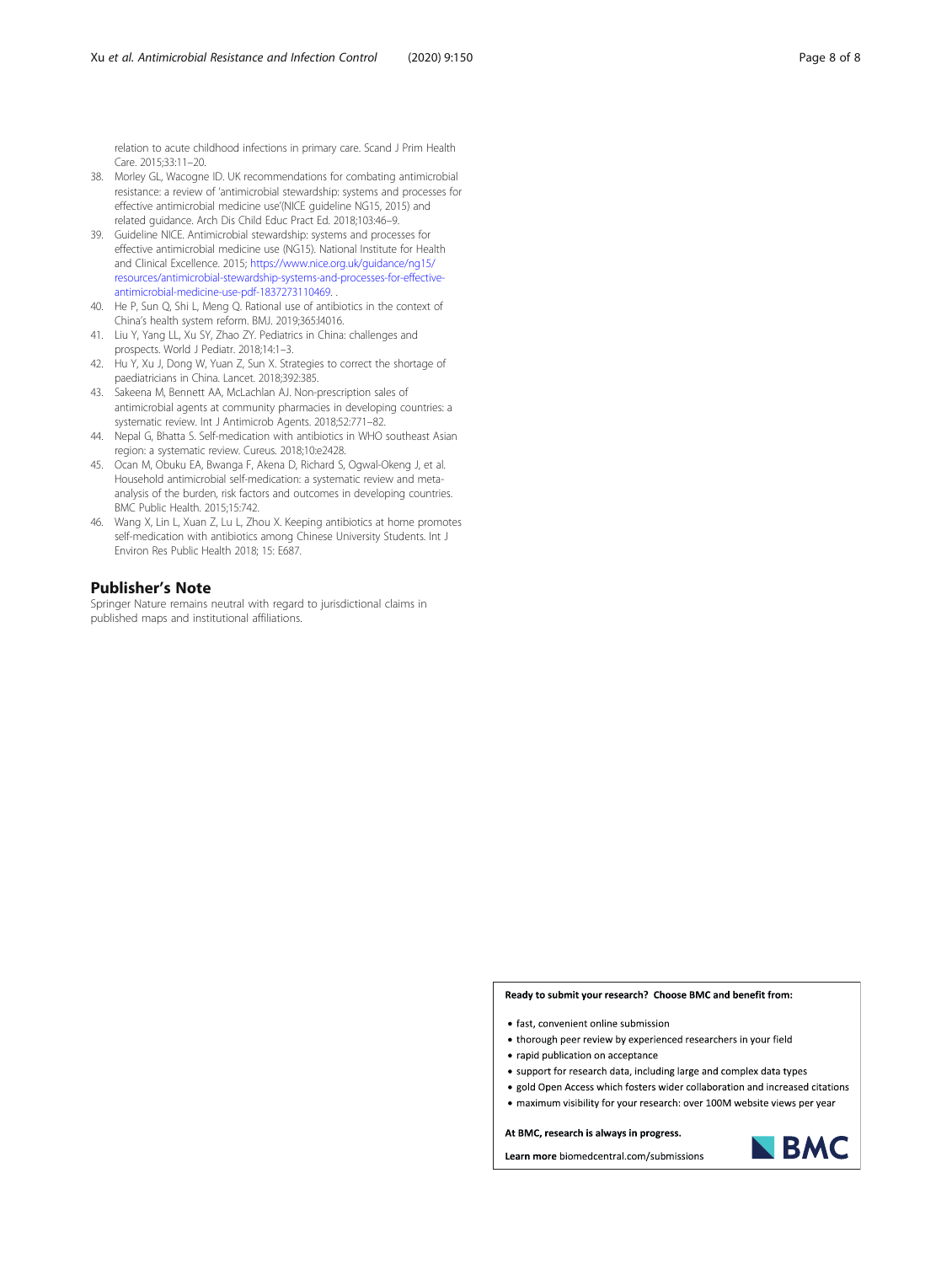relation to acute childhood infections in primary care. Scand J Prim Health Care. 2015;33:11–20.

38. Morley GL, Wacogne ID. UK recommendations for combating antimicrobial resistance: a review of 'antimicrobial stewardship: systems and processes for effective antimicrobial medicine use'(NICE guideline NG15, 2015) and related guidance. Arch Dis Child Educ Pract Ed. 2018;103:46–9.
39. Guideline NICE. Antimicrobial stewardship: systems and processes for effective antimicrobial medicine use (NG15). National Institute for Health and Clinical Excellence. 2015; https://www.nice.org.uk/guidance/ng15/resources/antimicrobial-stewardship-systems-and-processes-for-effective-antimicrobial-medicine-use-pdf-1837273110469. .
40. He P, Sun Q, Shi L, Meng Q. Rational use of antibiotics in the context of China's health system reform. BMJ. 2019;365:l4016.
41. Liu Y, Yang LL, Xu SY, Zhao ZY. Pediatrics in China: challenges and prospects. World J Pediatr. 2018;14:1–3.
42. Hu Y, Xu J, Dong W, Yuan Z, Sun X. Strategies to correct the shortage of paediatricians in China. Lancet. 2018;392:385.
43. Sakeena M, Bennett AA, McLachlan AJ. Non-prescription sales of antimicrobial agents at community pharmacies in developing countries: a systematic review. Int J Antimicrob Agents. 2018;52:771–82.
44. Nepal G, Bhatta S. Self-medication with antibiotics in WHO southeast Asian region: a systematic review. Cureus. 2018;10:e2428.
45. Ocan M, Obuku EA, Bwanga F, Akena D, Richard S, Ogwal-Okeng J, et al. Household antimicrobial self-medication: a systematic review and meta-analysis of the burden, risk factors and outcomes in developing countries. BMC Public Health. 2015;15:742.
46. Wang X, Lin L, Xuan Z, Lu L, Zhou X. Keeping antibiotics at home promotes self-medication with antibiotics among Chinese University Students. Int J Environ Res Public Health 2018; 15: E687.

## Publisher's Note

Springer Nature remains neutral with regard to jurisdictional claims in published maps and institutional affiliations.

**Ready to submit your research? Choose BMC and benefit from:**

- fast, convenient online submission
- thorough peer review by experienced researchers in your field
- rapid publication on acceptance
- support for research data, including large and complex data types
- gold Open Access which fosters wider collaboration and increased citations
- maximum visibility for your research: over 100M website views per year

**At BMC, research is always in progress.**

**Learn more** biomedcentral.com/submissions